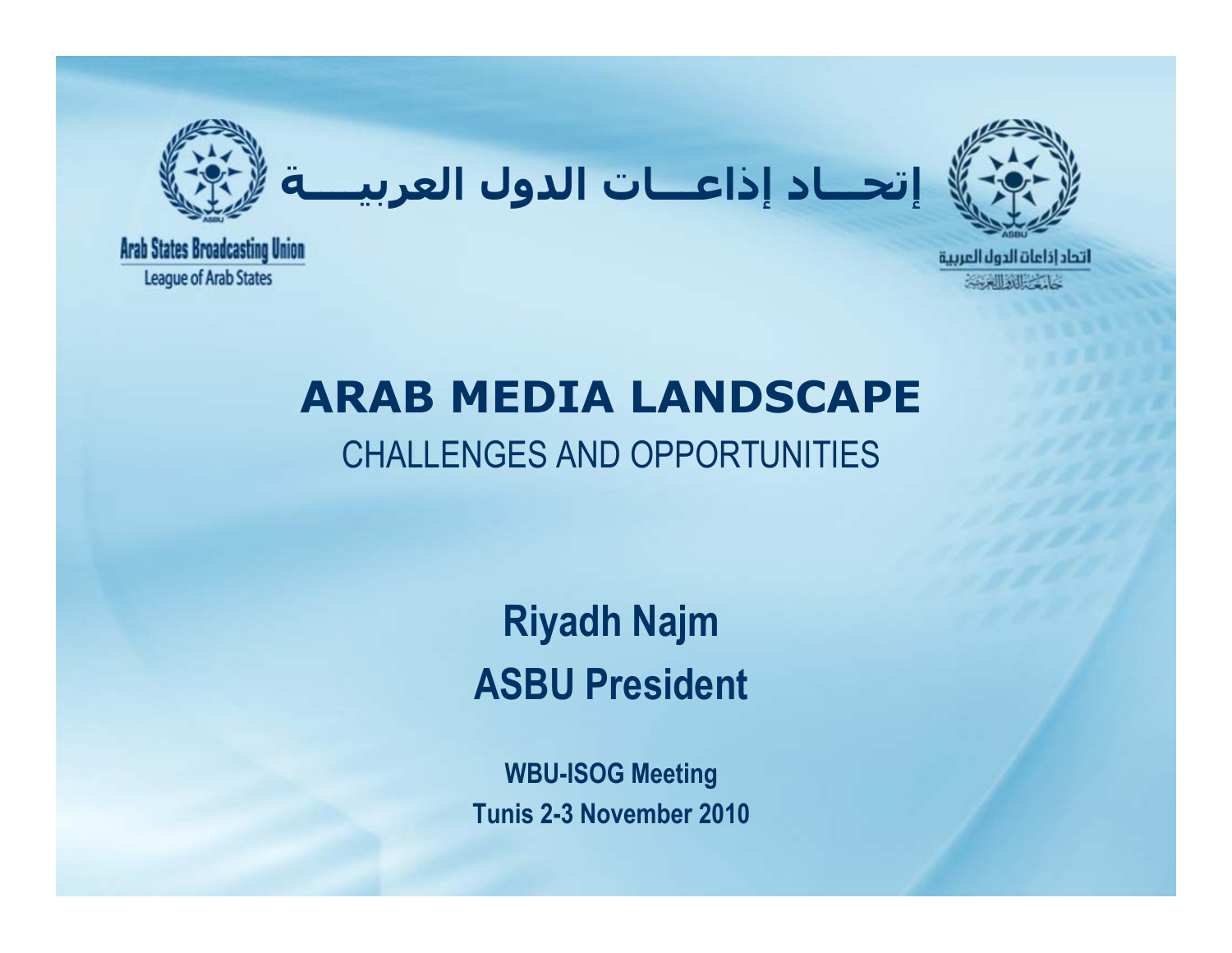إتحـــاد إذاعـــات الدول العربيـــة

Arab States Broadcasting Union
League of Arab States

اتحاد إذاعات الدول العربية

# ARAB MEDIA LANDSCAPE

CHALLENGES AND OPPORTUNITIES

**Riyadh Najm**
**ASBU President**

**WBU-ISOG Meeting**
**Tunis 2-3 November 2010**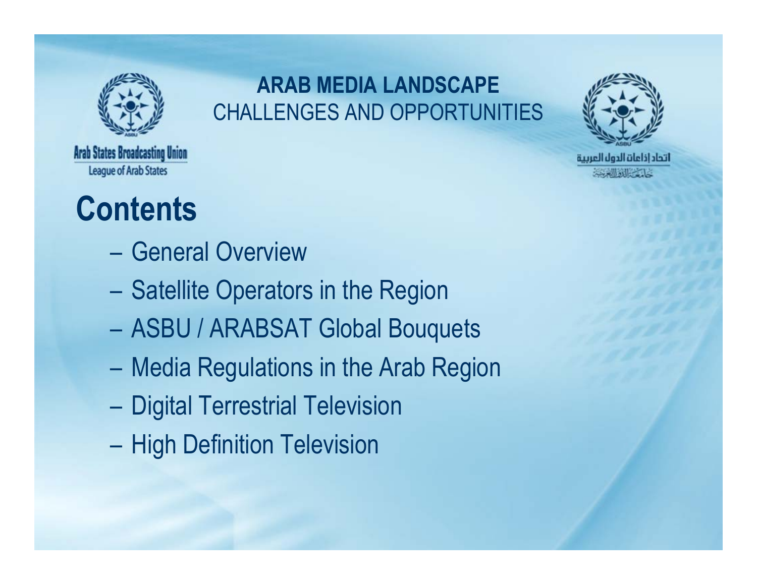Arab States Broadcasting Union
League of Arab States

**ARAB MEDIA LANDSCAPE**
CHALLENGES AND OPPORTUNITIES

اتحاد إذاعات الدول العربية
جامعة الدول العربية

# Contents

- General Overview
- Satellite Operators in the Region
- ASBU / ARABSAT Global Bouquets
- Media Regulations in the Arab Region
- Digital Terrestrial Television
- High Definition Television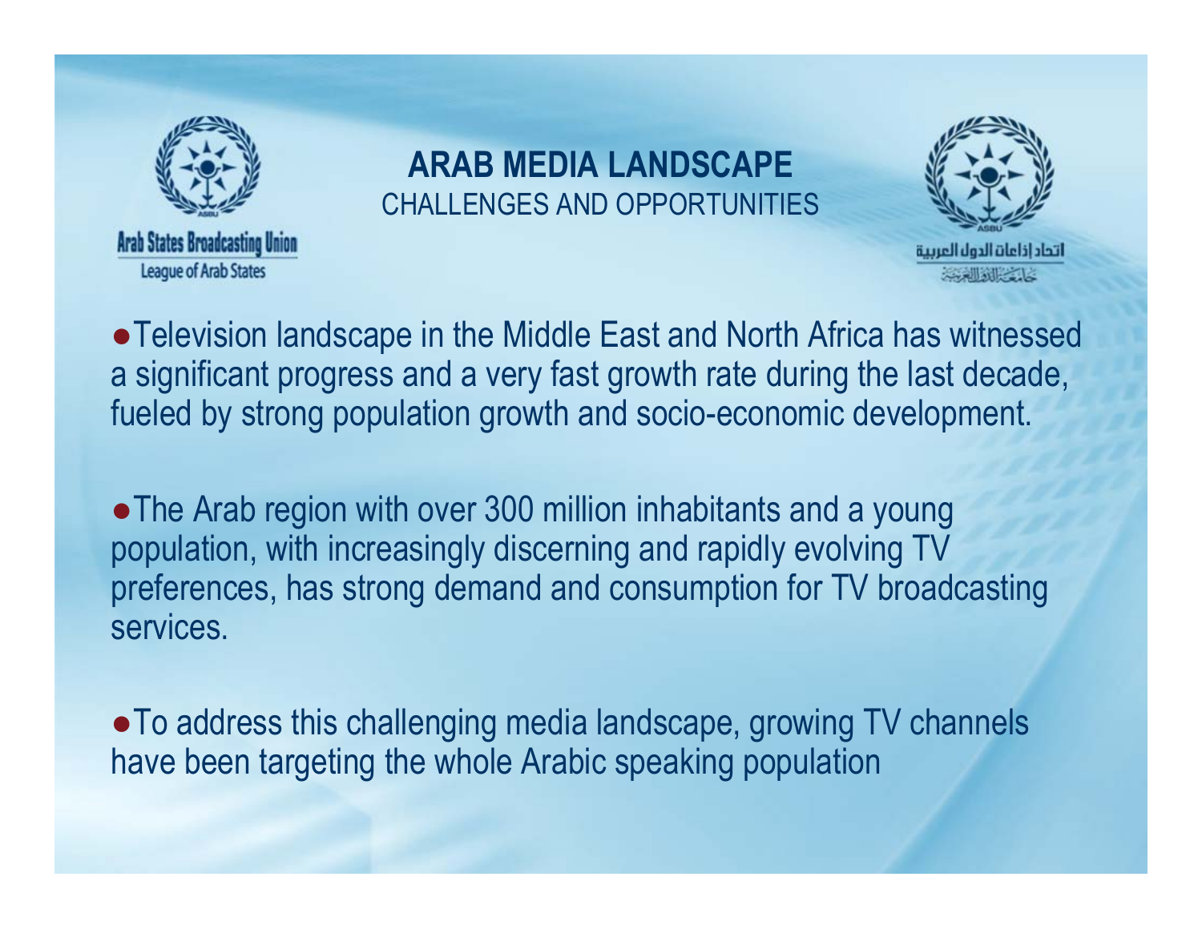Arab States Broadcasting Union
League of Arab States

# ARAB MEDIA LANDSCAPE

CHALLENGES AND OPPORTUNITIES

اتحاد إذاعات الدول العربية
جامعة الدول العربية

- Television landscape in the Middle East and North Africa has witnessed a significant progress and a very fast growth rate during the last decade, fueled by strong population growth and socio-economic development.

- The Arab region with over 300 million inhabitants and a young population, with increasingly discerning and rapidly evolving TV preferences, has strong demand and consumption for TV broadcasting services.

- To address this challenging media landscape, growing TV channels have been targeting the whole Arabic speaking population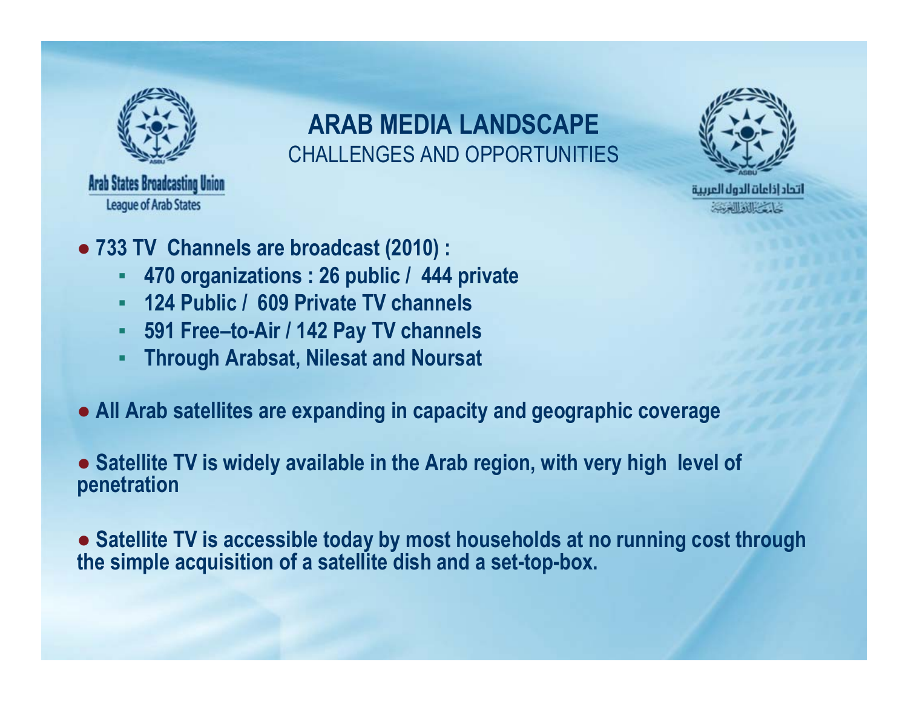# ARAB MEDIA LANDSCAPE

## CHALLENGES AND OPPORTUNITIES

Arab States Broadcasting Union

League of Arab States

اتحاد إذاعات الدول العربية

جامعة الدول العربية

- **733 TV Channels are broadcast (2010) :**
  - **470 organizations : 26 public / 444 private**
  - **124 Public / 609 Private TV channels**
  - **591 Free–to-Air / 142 Pay TV channels**
  - **Through Arabsat, Nilesat and Noursat**

- **All Arab satellites are expanding in capacity and geographic coverage**

- **Satellite TV is widely available in the Arab region, with very high level of penetration**

- **Satellite TV is accessible today by most households at no running cost through the simple acquisition of a satellite dish and a set-top-box.**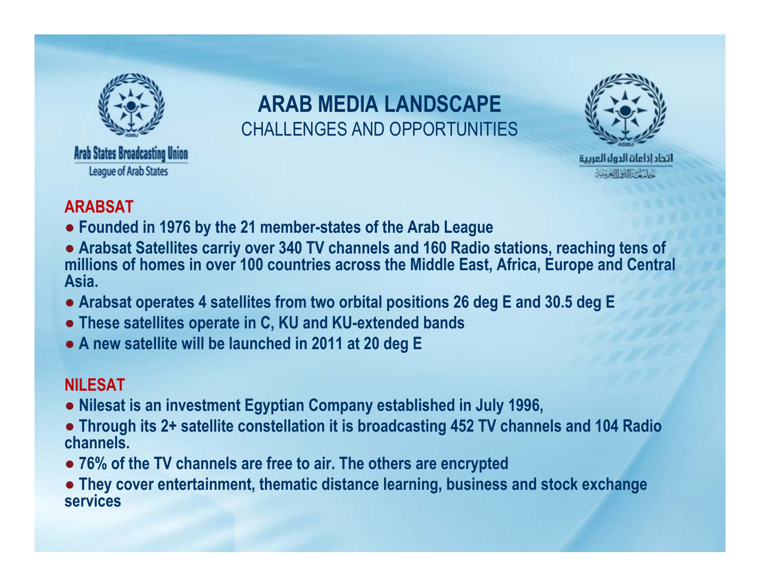Arab States Broadcasting Union
League of Arab States

# ARAB MEDIA LANDSCAPE
CHALLENGES AND OPPORTUNITIES

اتحاد إذاعات الدول العربية
جامعة الدول العربية

## ARABSAT

- **Founded in 1976 by the 21 member-states of the Arab League**
- **Arabsat Satellites carriy over 340 TV channels and 160 Radio stations, reaching tens of millions of homes in over 100 countries across the Middle East, Africa, Europe and Central Asia.**
- **Arabsat operates 4 satellites from two orbital positions 26 deg E and 30.5 deg E**
- **These satellites operate in C, KU and KU-extended bands**
- **A new satellite will be launched in 2011 at 20 deg E**

## NILESAT

- **Nilesat is an investment Egyptian Company established in July 1996,**
- **Through its 2+ satellite constellation it is broadcasting 452 TV channels and 104 Radio channels.**
- **76% of the TV channels are free to air. The others are encrypted**
- **They cover entertainment, thematic distance learning, business and stock exchange services**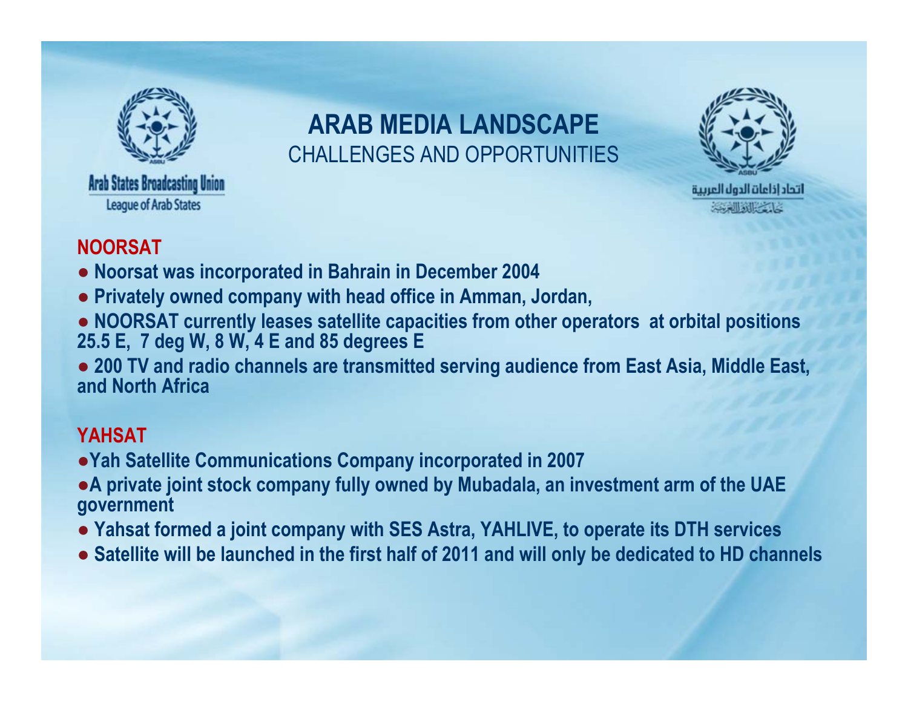# ARAB MEDIA LANDSCAPE

CHALLENGES AND OPPORTUNITIES

## NOORSAT

- **Noorsat was incorporated in Bahrain in December 2004**
- **Privately owned company with head office in Amman, Jordan,**
- **NOORSAT currently leases satellite capacities from other operators at orbital positions 25.5 E, 7 deg W, 8 W, 4 E and 85 degrees E**
- **200 TV and radio channels are transmitted serving audience from East Asia, Middle East, and North Africa**

## YAHSAT

- **Yah Satellite Communications Company incorporated in 2007**
- **A private joint stock company fully owned by Mubadala, an investment arm of the UAE government**
- **Yahsat formed a joint company with SES Astra, YAHLIVE, to operate its DTH services**
- **Satellite will be launched in the first half of 2011 and will only be dedicated to HD channels**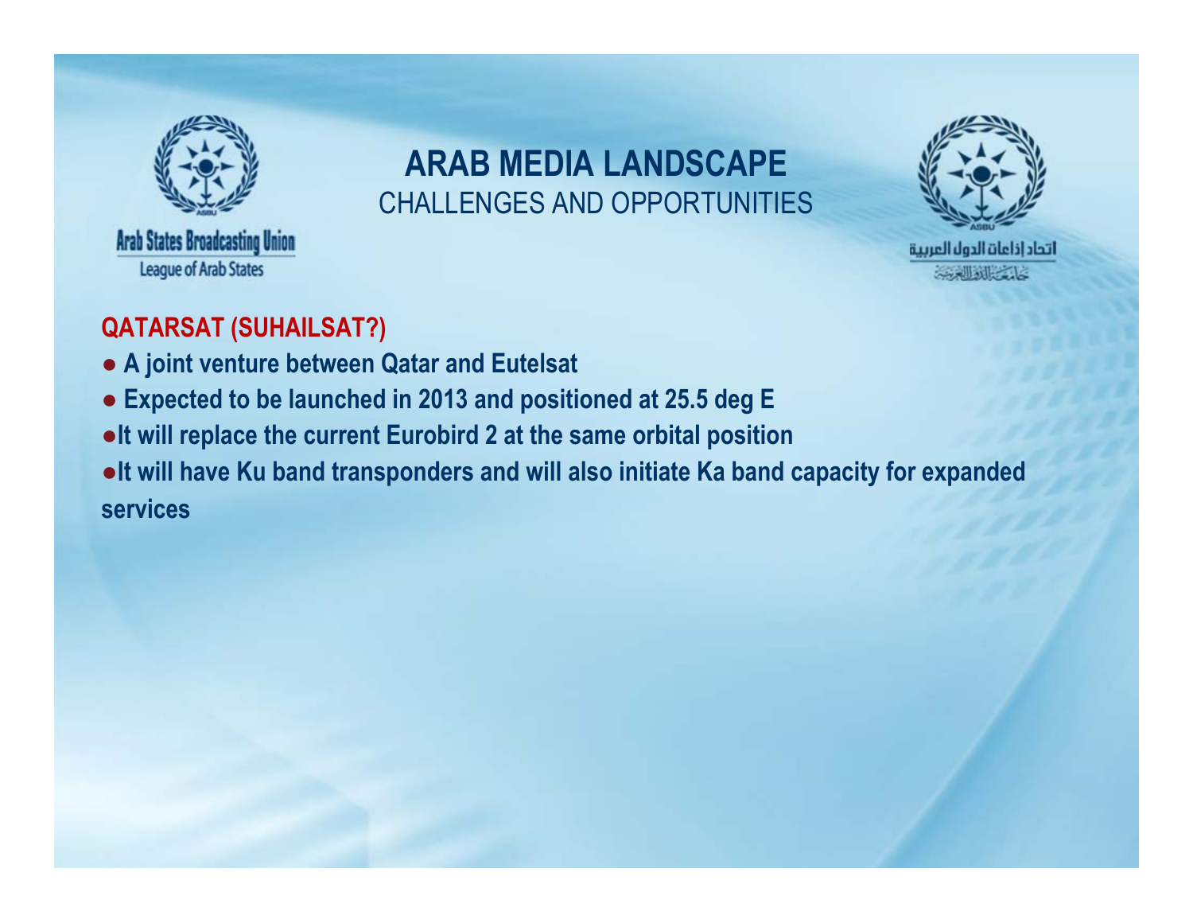# ARAB MEDIA LANDSCAPE

CHALLENGES AND OPPORTUNITIES

Arab States Broadcasting Union
League of Arab States

اتحاد إذاعات الدول العربية
جامعة الدول العربية

## QATARSAT (SUHAILSAT?)

- **A joint venture between Qatar and Eutelsat**
- **Expected to be launched in 2013 and positioned at 25.5 deg E**
- **It will replace the current Eurobird 2 at the same orbital position**
- **It will have Ku band transponders and will also initiate Ka band capacity for expanded services**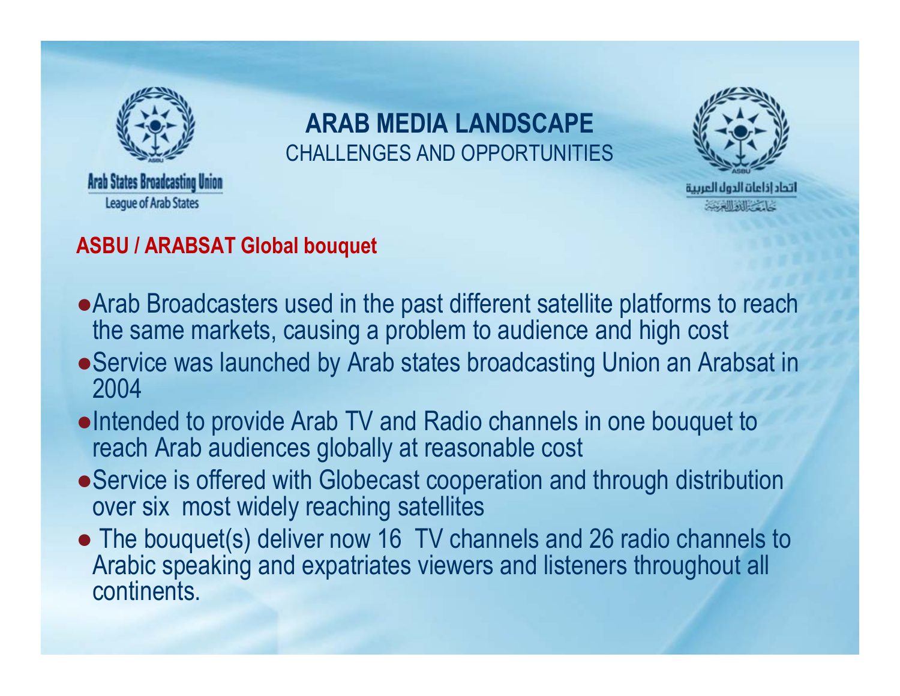Arab States Broadcasting Union
League of Arab States

# ARAB MEDIA LANDSCAPE
CHALLENGES AND OPPORTUNITIES

اتحاد إذاعات الدول العربية
جامعة الدول العربية

**ASBU / ARABSAT Global bouquet**

- Arab Broadcasters used in the past different satellite platforms to reach the same markets, causing a problem to audience and high cost
- Service was launched by Arab states broadcasting Union an Arabsat in 2004
- Intended to provide Arab TV and Radio channels in one bouquet to reach Arab audiences globally at reasonable cost
- Service is offered with Globecast cooperation and through distribution over six most widely reaching satellites
- The bouquet(s) deliver now 16 TV channels and 26 radio channels to Arabic speaking and expatriates viewers and listeners throughout all continents.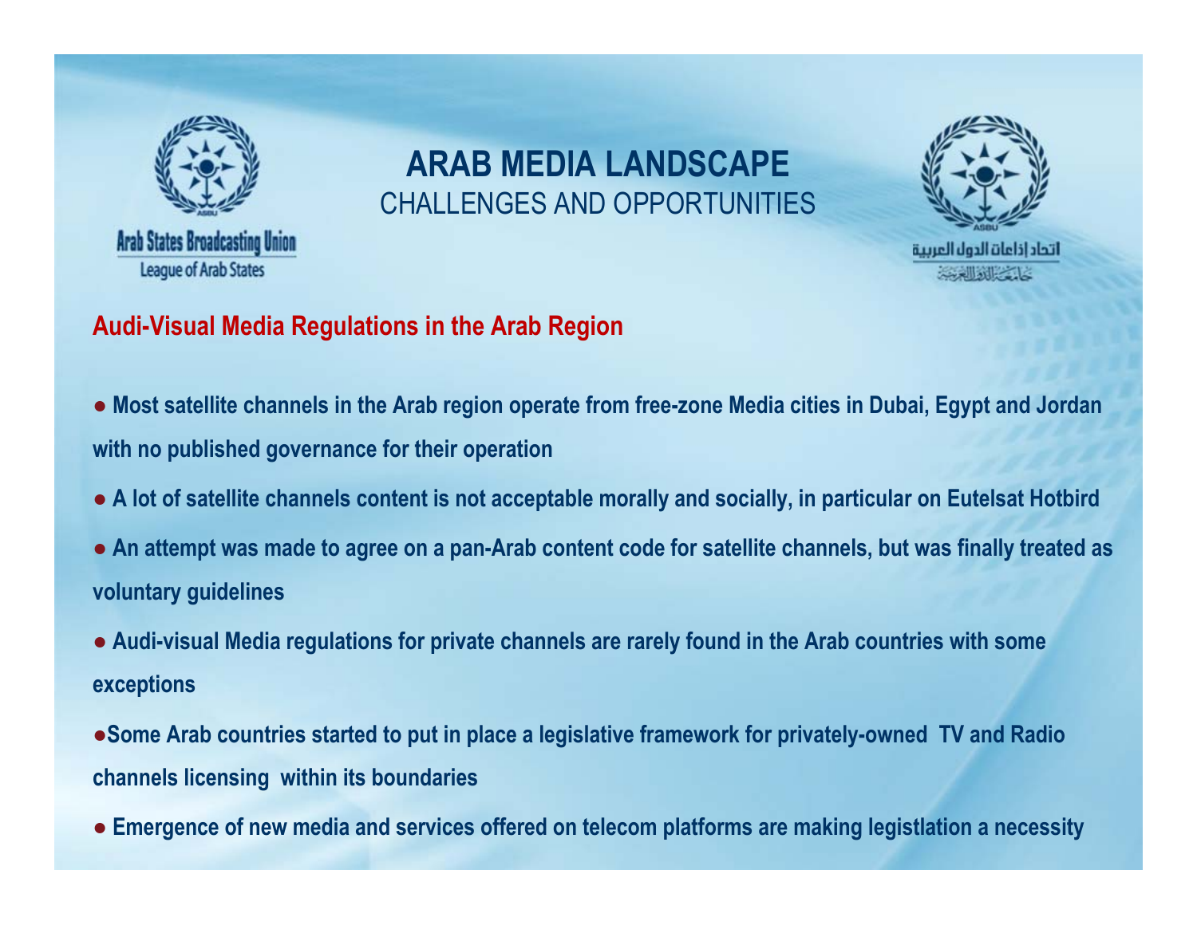Arab States Broadcasting Union
League of Arab States

# ARAB MEDIA LANDSCAPE
CHALLENGES AND OPPORTUNITIES

اتحاد إذاعات الدول العربية
جامعة الدول العربية

## Audi-Visual Media Regulations in the Arab Region

- **Most satellite channels in the Arab region operate from free-zone Media cities in Dubai, Egypt and Jordan with no published governance for their operation**
- **A lot of satellite channels content is not acceptable morally and socially, in particular on Eutelsat Hotbird**
- **An attempt was made to agree on a pan-Arab content code for satellite channels, but was finally treated as voluntary guidelines**
- **Audi-visual Media regulations for private channels are rarely found in the Arab countries with some exceptions**
- **Some Arab countries started to put in place a legislative framework for privately-owned TV and Radio channels licensing within its boundaries**
- **Emergence of new media and services offered on telecom platforms are making legistlation a necessity**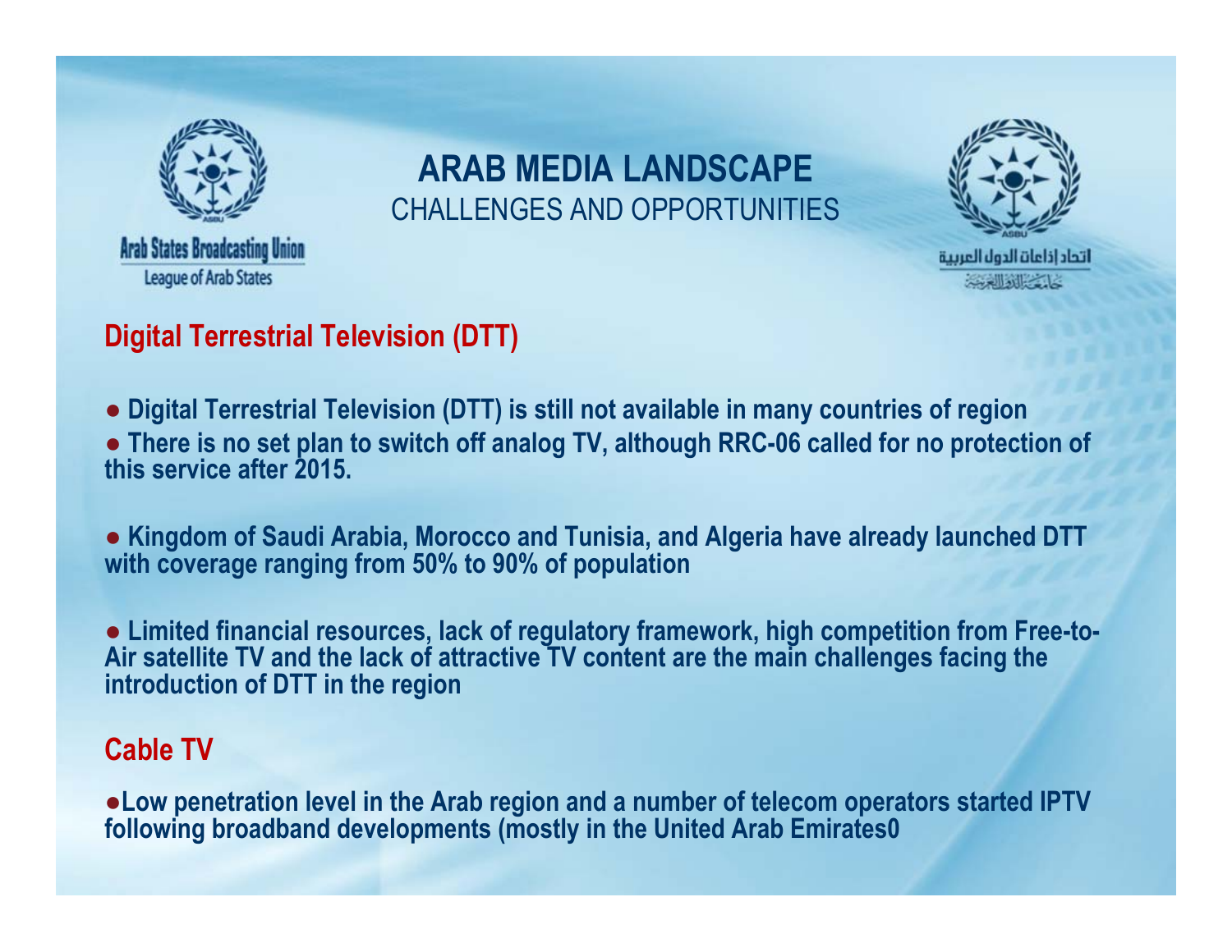Arab States Broadcasting Union
League of Arab States

# ARAB MEDIA LANDSCAPE
CHALLENGES AND OPPORTUNITIES

اتحاد إذاعات الدول العربية
جامعة الدول العربية

## Digital Terrestrial Television (DTT)

- **Digital Terrestrial Television (DTT) is still not available in many countries of region**
- **There is no set plan to switch off analog TV, although RRC-06 called for no protection of this service after 2015.**

- **Kingdom of Saudi Arabia, Morocco and Tunisia, and Algeria have already launched DTT with coverage ranging from 50% to 90% of population**

- **Limited financial resources, lack of regulatory framework, high competition from Free-to-Air satellite TV and the lack of attractive TV content are the main challenges facing the introduction of DTT in the region**

## Cable TV

- **Low penetration level in the Arab region and a number of telecom operators started IPTV following broadband developments (mostly in the United Arab Emirates0**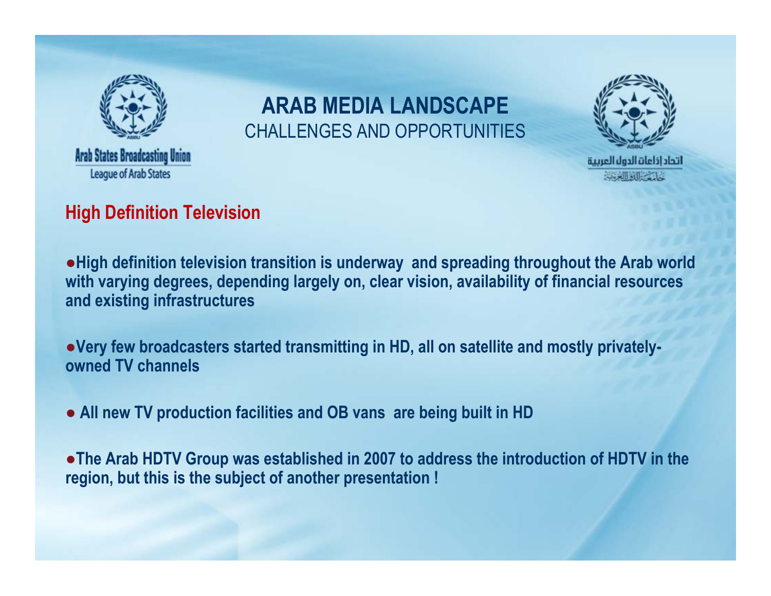Arab States Broadcasting Union
League of Arab States

# ARAB MEDIA LANDSCAPE
CHALLENGES AND OPPORTUNITIES

اتحاد إذاعات الدول العربية
جامعة الدول العربية

## High Definition Television

●**High definition television transition is underway and spreading throughout the Arab world with varying degrees, depending largely on, clear vision, availability of financial resources and existing infrastructures**

●**Very few broadcasters started transmitting in HD, all on satellite and mostly privately-owned TV channels**

● **All new TV production facilities and OB vans are being built in HD**

●**The Arab HDTV Group was established in 2007 to address the introduction of HDTV in the region, but this is the subject of another presentation !**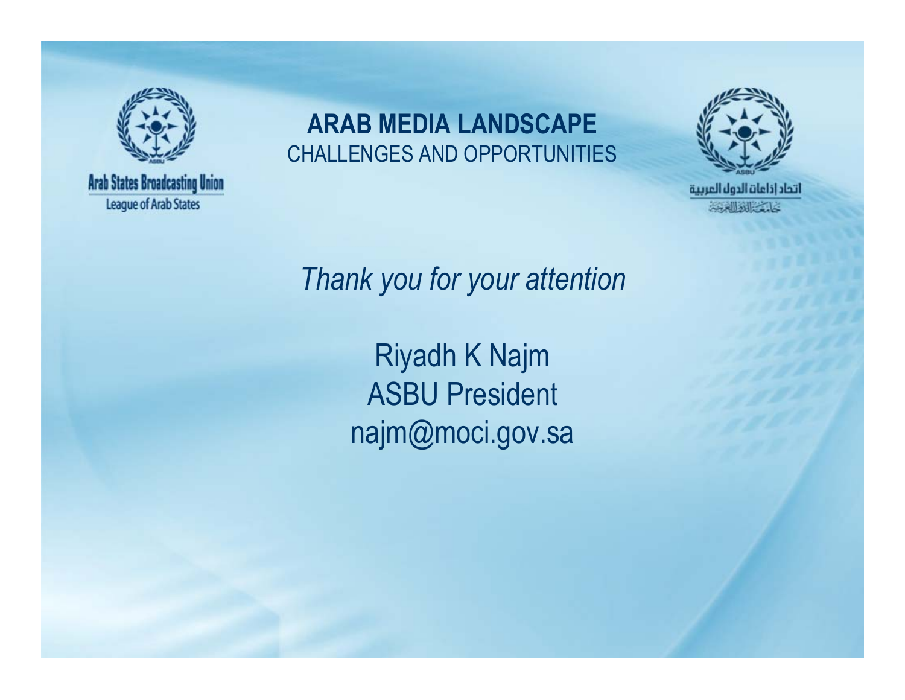Arab States Broadcasting Union

League of Arab States

## ARAB MEDIA LANDSCAPE

CHALLENGES AND OPPORTUNITIES

اتحاد إذاعات الدول العربية

جامعة الدول العربية

*Thank you for your attention*

Riyadh K Najm

ASBU President

najm@moci.gov.sa